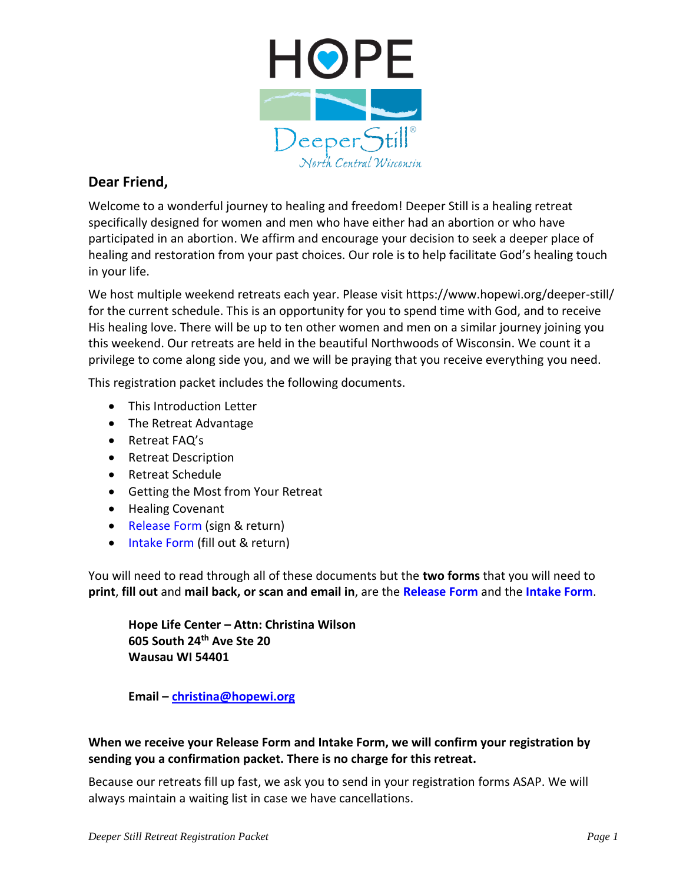**Dear Friend,**

Welcome to a wonderful journey to healing and freedom! Deeper Still is a healing retreat specifically designed for women and men who have either had an abortion or who have participated in an abortion. We affirm and encourage your decision to seek a deeper place of healing and restoration from your past choices. Our role is to help facilitate God's healing touch in your life.

We host multiple weekend retreats each year. Please visit https://www.hopewi.org/deeper-still/ for the current schedule. This is an opportunity for you to spend time with God, and to receive His healing love. There will be up to ten other women and men on a similar journey joining you this weekend. Our retreats are held in the beautiful Northwoods of Wisconsin. We count it a privilege to come along side you, and we will be praying that you receive everything you need.

This registration packet includes the following documents.

- This Introduction Letter
- The Retreat Advantage
- Retreat FAQ's
- Retreat Description
- Retreat Schedule
- Getting the Most from Your Retreat
- Healing Covenant
- Release Form (sign & return)
- Intake Form (fill out & return)

You will need to read through all of these documents but the **two forms** that you will need to **print**, **fill out** and **mail back, or scan and email in**, are the **Release Form** and the **Intake Form**.

**Hope Life Center – Attn: Christina Wilson**
**605 South 24th Ave Ste 20**
**Wausau WI 54401**

**Email – christina@hopewi.org**

**When we receive your Release Form and Intake Form, we will confirm your registration by sending you a confirmation packet. There is no charge for this retreat.**

Because our retreats fill up fast, we ask you to send in your registration forms ASAP. We will always maintain a waiting list in case we have cancellations.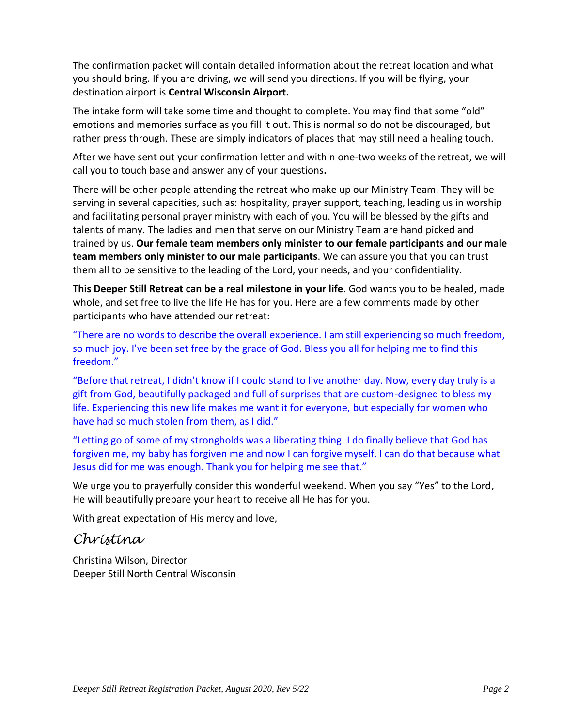The confirmation packet will contain detailed information about the retreat location and what you should bring. If you are driving, we will send you directions. If you will be flying, your destination airport is **Central Wisconsin Airport.**

The intake form will take some time and thought to complete. You may find that some "old" emotions and memories surface as you fill it out. This is normal so do not be discouraged, but rather press through. These are simply indicators of places that may still need a healing touch.

After we have sent out your confirmation letter and within one-two weeks of the retreat, we will call you to touch base and answer any of your questions**.**

There will be other people attending the retreat who make up our Ministry Team. They will be serving in several capacities, such as: hospitality, prayer support, teaching, leading us in worship and facilitating personal prayer ministry with each of you. You will be blessed by the gifts and talents of many. The ladies and men that serve on our Ministry Team are hand picked and trained by us. **Our female team members only minister to our female participants and our male team members only minister to our male participants**. We can assure you that you can trust them all to be sensitive to the leading of the Lord, your needs, and your confidentiality.

**This Deeper Still Retreat can be a real milestone in your life**. God wants you to be healed, made whole, and set free to live the life He has for you. Here are a few comments made by other participants who have attended our retreat:

"There are no words to describe the overall experience. I am still experiencing so much freedom, so much joy. I've been set free by the grace of God. Bless you all for helping me to find this freedom."

"Before that retreat, I didn't know if I could stand to live another day. Now, every day truly is a gift from God, beautifully packaged and full of surprises that are custom-designed to bless my life. Experiencing this new life makes me want it for everyone, but especially for women who have had so much stolen from them, as I did."

"Letting go of some of my strongholds was a liberating thing. I do finally believe that God has forgiven me, my baby has forgiven me and now I can forgive myself. I can do that because what Jesus did for me was enough. Thank you for helping me see that."

We urge you to prayerfully consider this wonderful weekend. When you say "Yes" to the Lord, He will beautifully prepare your heart to receive all He has for you.

With great expectation of His mercy and love,

*Christina*

Christina Wilson, Director
Deeper Still North Central Wisconsin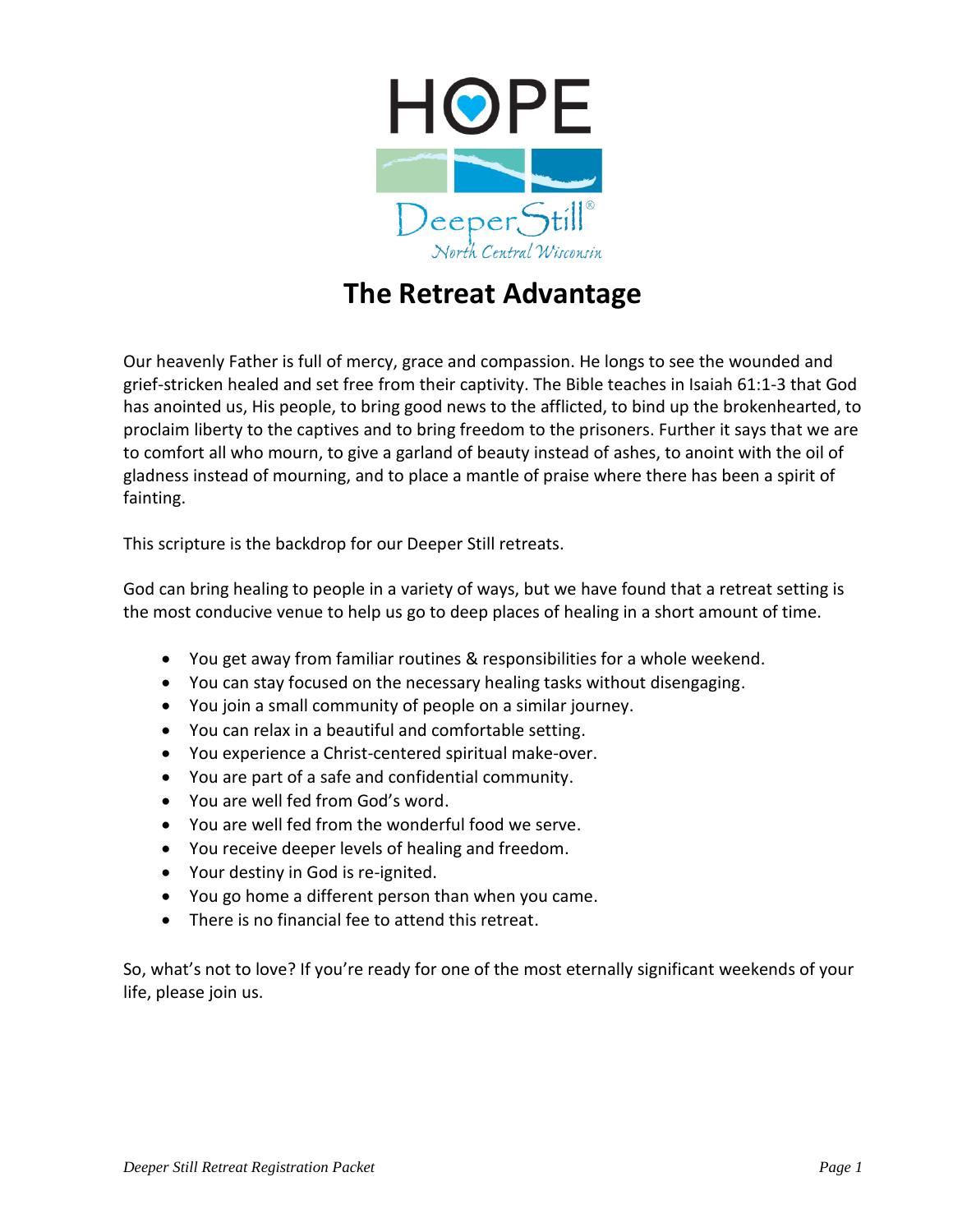HOPE

Deeper Still®

North Central Wisconsin

# The Retreat Advantage

Our heavenly Father is full of mercy, grace and compassion. He longs to see the wounded and grief-stricken healed and set free from their captivity. The Bible teaches in Isaiah 61:1-3 that God has anointed us, His people, to bring good news to the afflicted, to bind up the brokenhearted, to proclaim liberty to the captives and to bring freedom to the prisoners. Further it says that we are to comfort all who mourn, to give a garland of beauty instead of ashes, to anoint with the oil of gladness instead of mourning, and to place a mantle of praise where there has been a spirit of fainting.

This scripture is the backdrop for our Deeper Still retreats.

God can bring healing to people in a variety of ways, but we have found that a retreat setting is the most conducive venue to help us go to deep places of healing in a short amount of time.

- You get away from familiar routines & responsibilities for a whole weekend.
- You can stay focused on the necessary healing tasks without disengaging.
- You join a small community of people on a similar journey.
- You can relax in a beautiful and comfortable setting.
- You experience a Christ-centered spiritual make-over.
- You are part of a safe and confidential community.
- You are well fed from God's word.
- You are well fed from the wonderful food we serve.
- You receive deeper levels of healing and freedom.
- Your destiny in God is re-ignited.
- You go home a different person than when you came.
- There is no financial fee to attend this retreat.

So, what's not to love? If you're ready for one of the most eternally significant weekends of your life, please join us.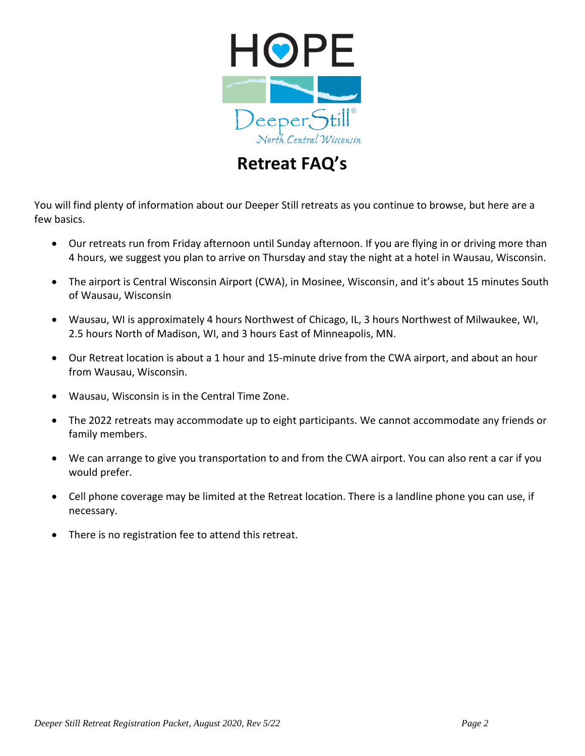# Retreat FAQ's

You will find plenty of information about our Deeper Still retreats as you continue to browse, but here are a few basics.

- Our retreats run from Friday afternoon until Sunday afternoon. If you are flying in or driving more than 4 hours, we suggest you plan to arrive on Thursday and stay the night at a hotel in Wausau, Wisconsin.
- The airport is Central Wisconsin Airport (CWA), in Mosinee, Wisconsin, and it's about 15 minutes South of Wausau, Wisconsin
- Wausau, WI is approximately 4 hours Northwest of Chicago, IL, 3 hours Northwest of Milwaukee, WI, 2.5 hours North of Madison, WI, and 3 hours East of Minneapolis, MN.
- Our Retreat location is about a 1 hour and 15-minute drive from the CWA airport, and about an hour from Wausau, Wisconsin.
- Wausau, Wisconsin is in the Central Time Zone.
- The 2022 retreats may accommodate up to eight participants. We cannot accommodate any friends or family members.
- We can arrange to give you transportation to and from the CWA airport. You can also rent a car if you would prefer.
- Cell phone coverage may be limited at the Retreat location. There is a landline phone you can use, if necessary.
- There is no registration fee to attend this retreat.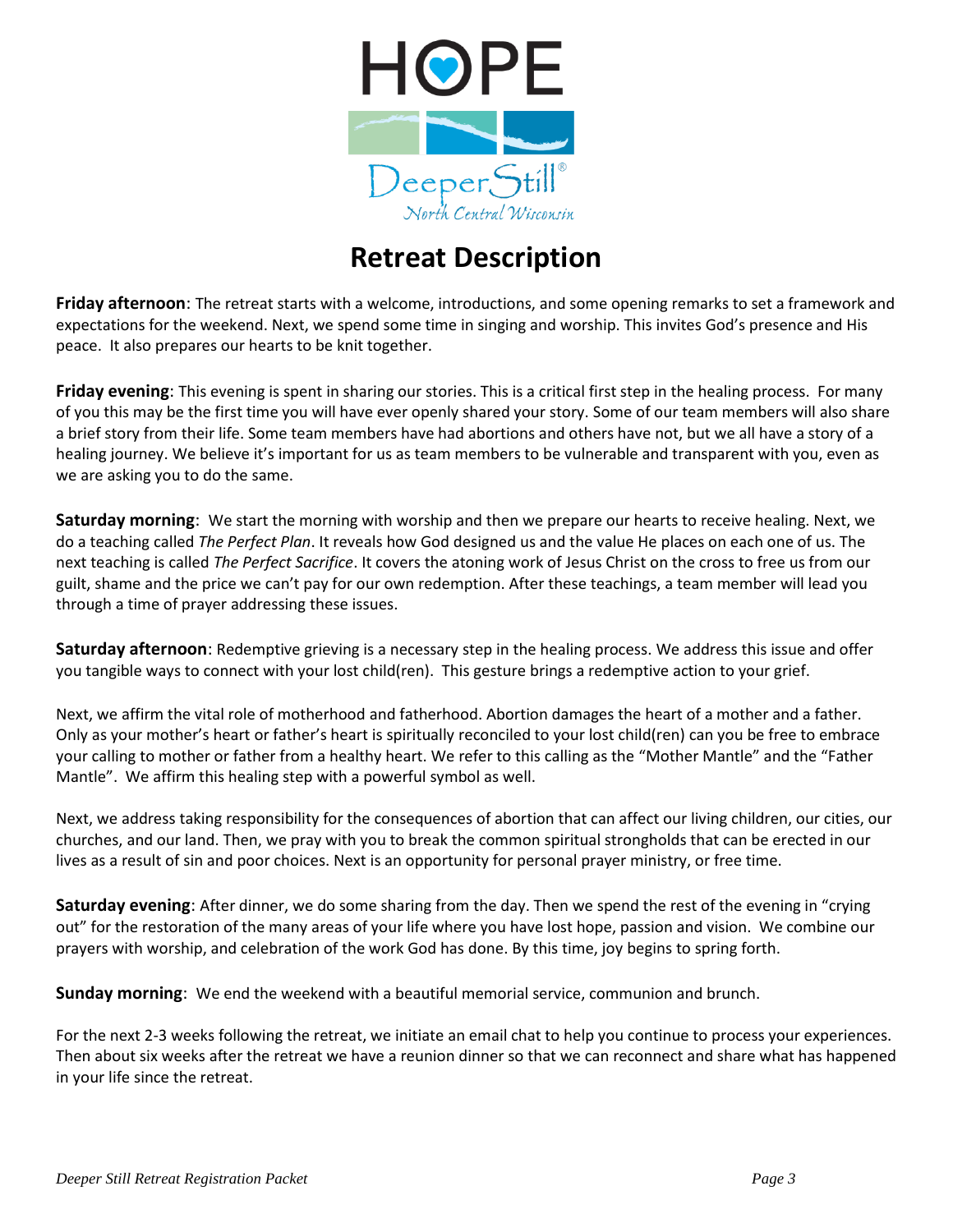HOPE

DeeperStill®
North Central Wisconsin

# Retreat Description

**Friday afternoon**: The retreat starts with a welcome, introductions, and some opening remarks to set a framework and expectations for the weekend. Next, we spend some time in singing and worship. This invites God's presence and His peace. It also prepares our hearts to be knit together.

**Friday evening**: This evening is spent in sharing our stories. This is a critical first step in the healing process. For many of you this may be the first time you will have ever openly shared your story. Some of our team members will also share a brief story from their life. Some team members have had abortions and others have not, but we all have a story of a healing journey. We believe it's important for us as team members to be vulnerable and transparent with you, even as we are asking you to do the same.

**Saturday morning**: We start the morning with worship and then we prepare our hearts to receive healing. Next, we do a teaching called *The Perfect Plan*. It reveals how God designed us and the value He places on each one of us. The next teaching is called *The Perfect Sacrifice*. It covers the atoning work of Jesus Christ on the cross to free us from our guilt, shame and the price we can't pay for our own redemption. After these teachings, a team member will lead you through a time of prayer addressing these issues.

**Saturday afternoon**: Redemptive grieving is a necessary step in the healing process. We address this issue and offer you tangible ways to connect with your lost child(ren). This gesture brings a redemptive action to your grief.

Next, we affirm the vital role of motherhood and fatherhood. Abortion damages the heart of a mother and a father. Only as your mother's heart or father's heart is spiritually reconciled to your lost child(ren) can you be free to embrace your calling to mother or father from a healthy heart. We refer to this calling as the "Mother Mantle" and the "Father Mantle". We affirm this healing step with a powerful symbol as well.

Next, we address taking responsibility for the consequences of abortion that can affect our living children, our cities, our churches, and our land. Then, we pray with you to break the common spiritual strongholds that can be erected in our lives as a result of sin and poor choices. Next is an opportunity for personal prayer ministry, or free time.

**Saturday evening**: After dinner, we do some sharing from the day. Then we spend the rest of the evening in "crying out" for the restoration of the many areas of your life where you have lost hope, passion and vision. We combine our prayers with worship, and celebration of the work God has done. By this time, joy begins to spring forth.

**Sunday morning**: We end the weekend with a beautiful memorial service, communion and brunch.

For the next 2-3 weeks following the retreat, we initiate an email chat to help you continue to process your experiences. Then about six weeks after the retreat we have a reunion dinner so that we can reconnect and share what has happened in your life since the retreat.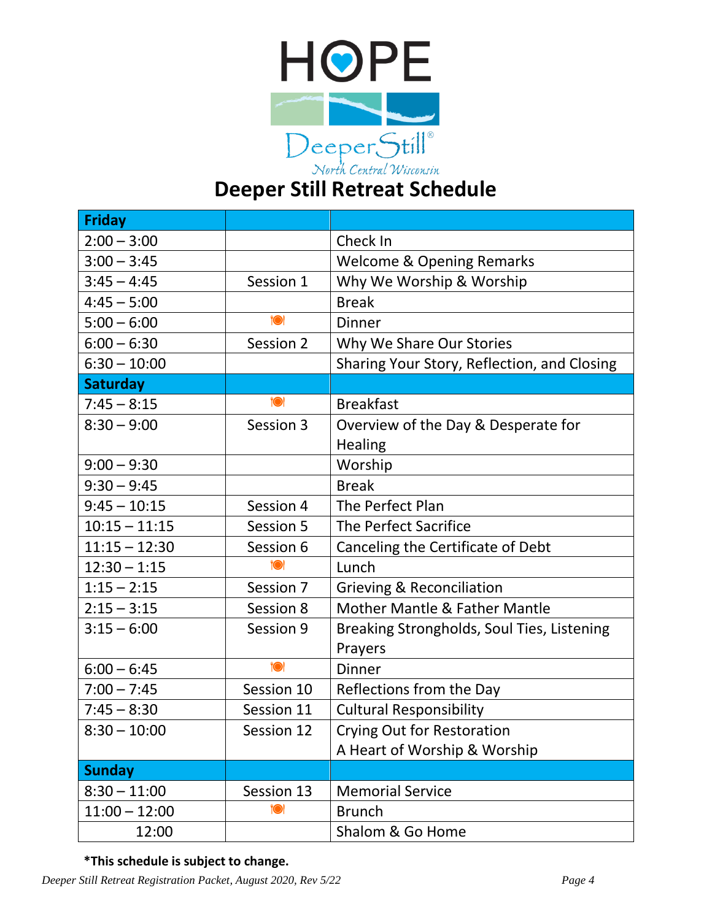HOPE

Deeper Still®

North Central Wisconsin

# Deeper Still Retreat Schedule

| Friday | | |
|---|---|---|
| 2:00 – 3:00 | | Check In |
| 3:00 – 3:45 | | Welcome & Opening Remarks |
| 3:45 – 4:45 | Session 1 | Why We Worship & Worship |
| 4:45 – 5:00 | | Break |
| 5:00 – 6:00 | 🍽 | Dinner |
| 6:00 – 6:30 | Session 2 | Why We Share Our Stories |
| 6:30 – 10:00 | | Sharing Your Story, Reflection, and Closing |
| **Saturday** | | |
| 7:45 – 8:15 | 🍽 | Breakfast |
| 8:30 – 9:00 | Session 3 | Overview of the Day & Desperate for Healing |
| 9:00 – 9:30 | | Worship |
| 9:30 – 9:45 | | Break |
| 9:45 – 10:15 | Session 4 | The Perfect Plan |
| 10:15 – 11:15 | Session 5 | The Perfect Sacrifice |
| 11:15 – 12:30 | Session 6 | Canceling the Certificate of Debt |
| 12:30 – 1:15 | 🍽 | Lunch |
| 1:15 – 2:15 | Session 7 | Grieving & Reconciliation |
| 2:15 – 3:15 | Session 8 | Mother Mantle & Father Mantle |
| 3:15 – 6:00 | Session 9 | Breaking Strongholds, Soul Ties, Listening Prayers |
| 6:00 – 6:45 | 🍽 | Dinner |
| 7:00 – 7:45 | Session 10 | Reflections from the Day |
| 7:45 – 8:30 | Session 11 | Cultural Responsibility |
| 8:30 – 10:00 | Session 12 | Crying Out for Restoration<br>A Heart of Worship & Worship |
| **Sunday** | | |
| 8:30 – 11:00 | Session 13 | Memorial Service |
| 11:00 – 12:00 | 🍽 | Brunch |
| 12:00 | | Shalom & Go Home |

**\*This schedule is subject to change.**

*Deeper Still Retreat Registration Packet, August 2020, Rev 5/22*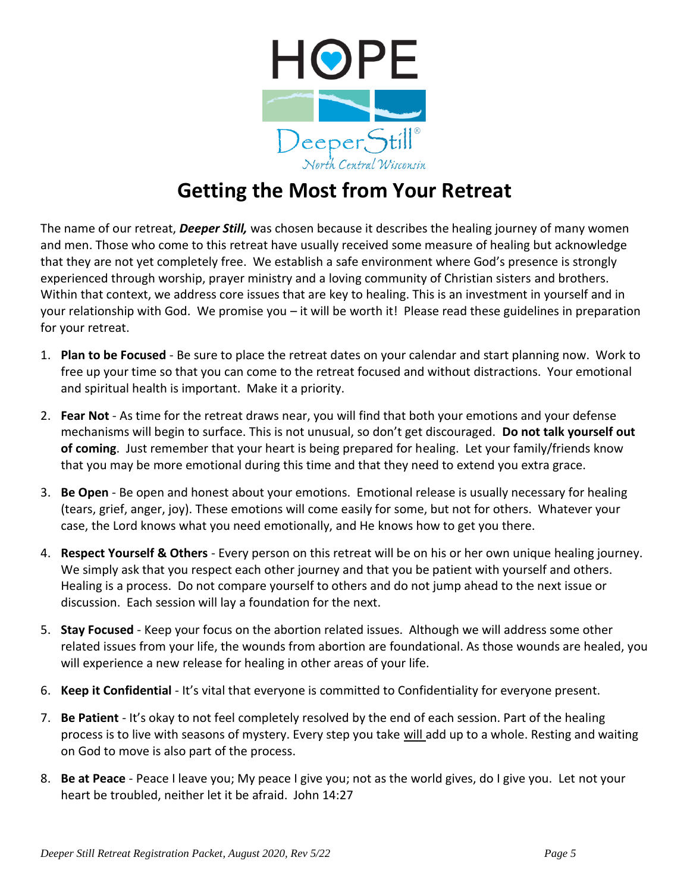HOPE

Deeper Still®

North Central Wisconsin

# Getting the Most from Your Retreat

The name of our retreat, ***Deeper Still,*** was chosen because it describes the healing journey of many women and men. Those who come to this retreat have usually received some measure of healing but acknowledge that they are not yet completely free. We establish a safe environment where God's presence is strongly experienced through worship, prayer ministry and a loving community of Christian sisters and brothers. Within that context, we address core issues that are key to healing. This is an investment in yourself and in your relationship with God. We promise you – it will be worth it! Please read these guidelines in preparation for your retreat.

1. **Plan to be Focused** - Be sure to place the retreat dates on your calendar and start planning now. Work to free up your time so that you can come to the retreat focused and without distractions. Your emotional and spiritual health is important. Make it a priority.

2. **Fear Not** - As time for the retreat draws near, you will find that both your emotions and your defense mechanisms will begin to surface. This is not unusual, so don't get discouraged. **Do not talk yourself out of coming**. Just remember that your heart is being prepared for healing. Let your family/friends know that you may be more emotional during this time and that they need to extend you extra grace.

3. **Be Open** - Be open and honest about your emotions. Emotional release is usually necessary for healing (tears, grief, anger, joy). These emotions will come easily for some, but not for others. Whatever your case, the Lord knows what you need emotionally, and He knows how to get you there.

4. **Respect Yourself & Others** - Every person on this retreat will be on his or her own unique healing journey. We simply ask that you respect each other journey and that you be patient with yourself and others. Healing is a process. Do not compare yourself to others and do not jump ahead to the next issue or discussion. Each session will lay a foundation for the next.

5. **Stay Focused** - Keep your focus on the abortion related issues. Although we will address some other related issues from your life, the wounds from abortion are foundational. As those wounds are healed, you will experience a new release for healing in other areas of your life.

6. **Keep it Confidential** - It's vital that everyone is committed to Confidentiality for everyone present.

7. **Be Patient** - It's okay to not feel completely resolved by the end of each session. Part of the healing process is to live with seasons of mystery. Every step you take will add up to a whole. Resting and waiting on God to move is also part of the process.

8. **Be at Peace** - Peace I leave you; My peace I give you; not as the world gives, do I give you. Let not your heart be troubled, neither let it be afraid. John 14:27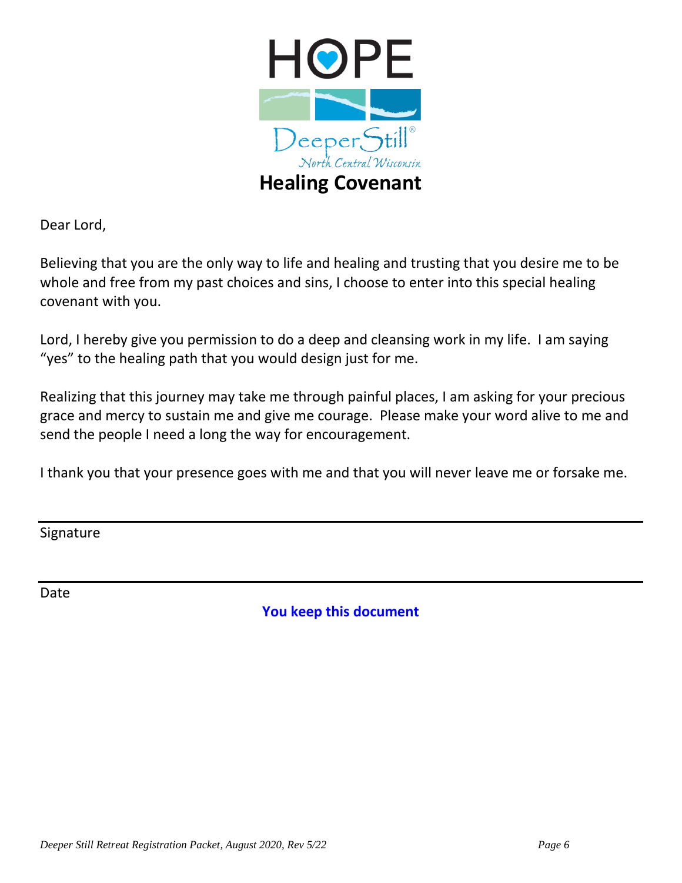HOPE

DeeperStill®

North Central Wisconsin

# Healing Covenant

Dear Lord,

Believing that you are the only way to life and healing and trusting that you desire me to be whole and free from my past choices and sins, I choose to enter into this special healing covenant with you.

Lord, I hereby give you permission to do a deep and cleansing work in my life. I am saying "yes" to the healing path that you would design just for me.

Realizing that this journey may take me through painful places, I am asking for your precious grace and mercy to sustain me and give me courage. Please make your word alive to me and send the people I need a long the way for encouragement.

I thank you that your presence goes with me and that you will never leave me or forsake me.

______________________________________________

Signature

______________________________________________

Date

**You keep this document**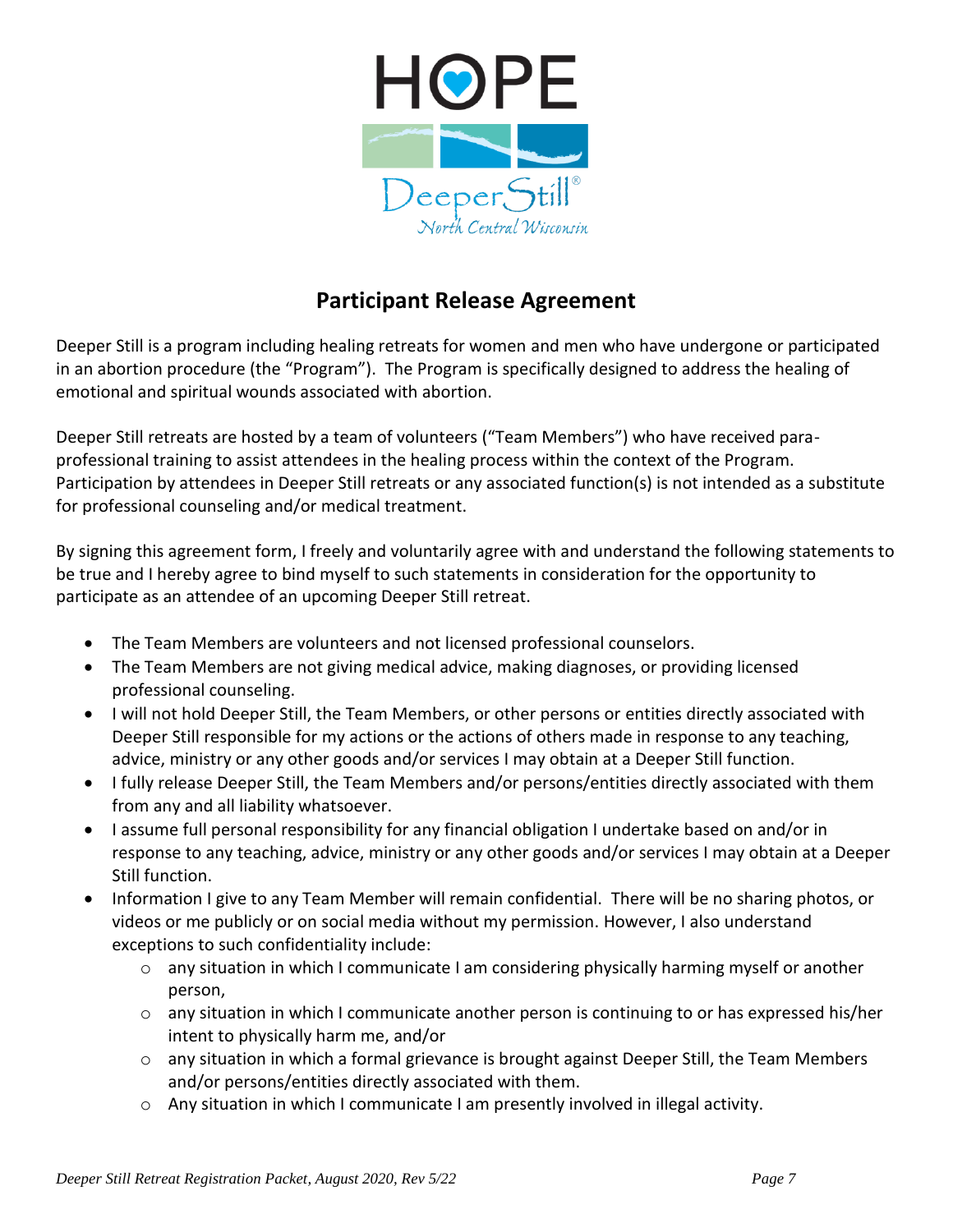# Participant Release Agreement

Deeper Still is a program including healing retreats for women and men who have undergone or participated in an abortion procedure (the "Program"). The Program is specifically designed to address the healing of emotional and spiritual wounds associated with abortion.

Deeper Still retreats are hosted by a team of volunteers ("Team Members") who have received para-professional training to assist attendees in the healing process within the context of the Program. Participation by attendees in Deeper Still retreats or any associated function(s) is not intended as a substitute for professional counseling and/or medical treatment.

By signing this agreement form, I freely and voluntarily agree with and understand the following statements to be true and I hereby agree to bind myself to such statements in consideration for the opportunity to participate as an attendee of an upcoming Deeper Still retreat.

- The Team Members are volunteers and not licensed professional counselors.
- The Team Members are not giving medical advice, making diagnoses, or providing licensed professional counseling.
- I will not hold Deeper Still, the Team Members, or other persons or entities directly associated with Deeper Still responsible for my actions or the actions of others made in response to any teaching, advice, ministry or any other goods and/or services I may obtain at a Deeper Still function.
- I fully release Deeper Still, the Team Members and/or persons/entities directly associated with them from any and all liability whatsoever.
- I assume full personal responsibility for any financial obligation I undertake based on and/or in response to any teaching, advice, ministry or any other goods and/or services I may obtain at a Deeper Still function.
- Information I give to any Team Member will remain confidential. There will be no sharing photos, or videos or me publicly or on social media without my permission. However, I also understand exceptions to such confidentiality include:
  - any situation in which I communicate I am considering physically harming myself or another person,
  - any situation in which I communicate another person is continuing to or has expressed his/her intent to physically harm me, and/or
  - any situation in which a formal grievance is brought against Deeper Still, the Team Members and/or persons/entities directly associated with them.
  - Any situation in which I communicate I am presently involved in illegal activity.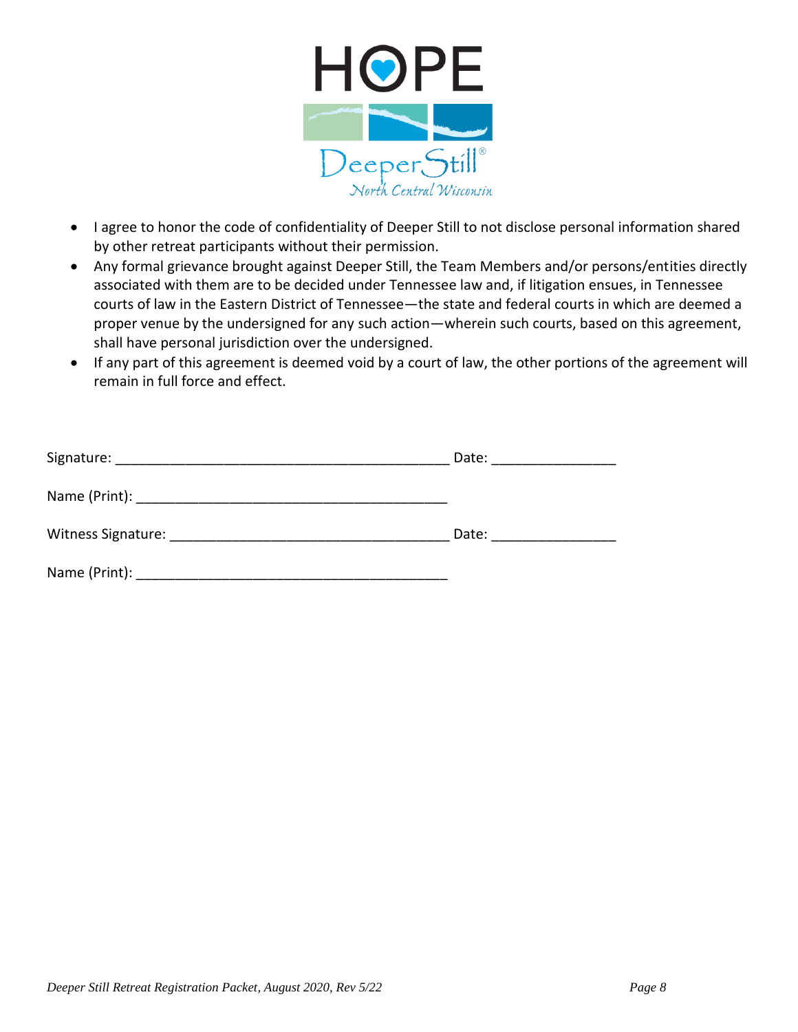- I agree to honor the code of confidentiality of Deeper Still to not disclose personal information shared by other retreat participants without their permission.
- Any formal grievance brought against Deeper Still, the Team Members and/or persons/entities directly associated with them are to be decided under Tennessee law and, if litigation ensues, in Tennessee courts of law in the Eastern District of Tennessee—the state and federal courts in which are deemed a proper venue by the undersigned for any such action—wherein such courts, based on this agreement, shall have personal jurisdiction over the undersigned.
- If any part of this agreement is deemed void by a court of law, the other portions of the agreement will remain in full force and effect.

Signature: ___________________________________________ Date: ________________

Name (Print): ________________________________________

Witness Signature: ____________________________________ Date: ________________

Name (Print): ________________________________________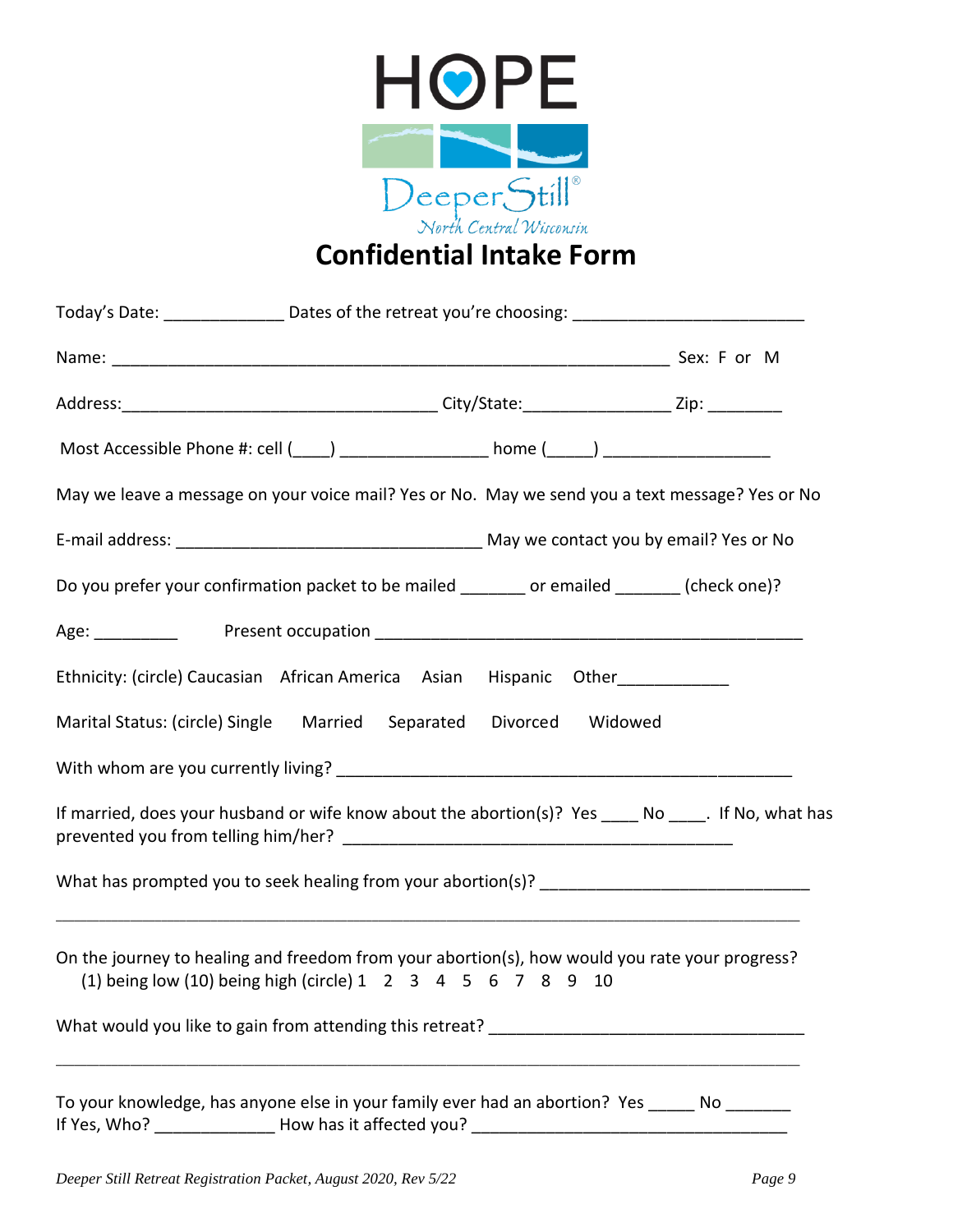HOPE

DeeperStill®

North Central Wisconsin

# Confidential Intake Form

Today's Date: _____________ Dates of the retreat you're choosing: _________________________

Name: _____________________________________________________________ Sex: F or M

Address:__________________________________ City/State:_______________ Zip: ________

Most Accessible Phone #: cell (____) _______________ home (_____) _________________

May we leave a message on your voice mail? Yes or No. May we send you a text message? Yes or No

E-mail address: _________________________________ May we contact you by email? Yes or No

Do you prefer your confirmation packet to be mailed _______ or emailed _______ (check one)?

Age: _________ Present occupation _______________________________________________

Ethnicity: (circle) Caucasian African America Asian Hispanic Other____________

Marital Status: (circle) Single Married Separated Divorced Widowed

With whom are you currently living? ________________________________________________

If married, does your husband or wife know about the abortion(s)? Yes ____ No ____. If No, what has prevented you from telling him/her? ___________________________________________

What has prompted you to seek healing from your abortion(s)? ____________________________

_________________________________________________________________________________

On the journey to healing and freedom from your abortion(s), how would you rate your progress? (1) being low (10) being high (circle) 1 2 3 4 5 6 7 8 9 10

What would you like to gain from attending this retreat? _________________________________

_________________________________________________________________________________

To your knowledge, has anyone else in your family ever had an abortion? Yes _____ No _______
If Yes, Who? _____________ How has it affected you? __________________________________

*Deeper Still Retreat Registration Packet, August 2020, Rev 5/22*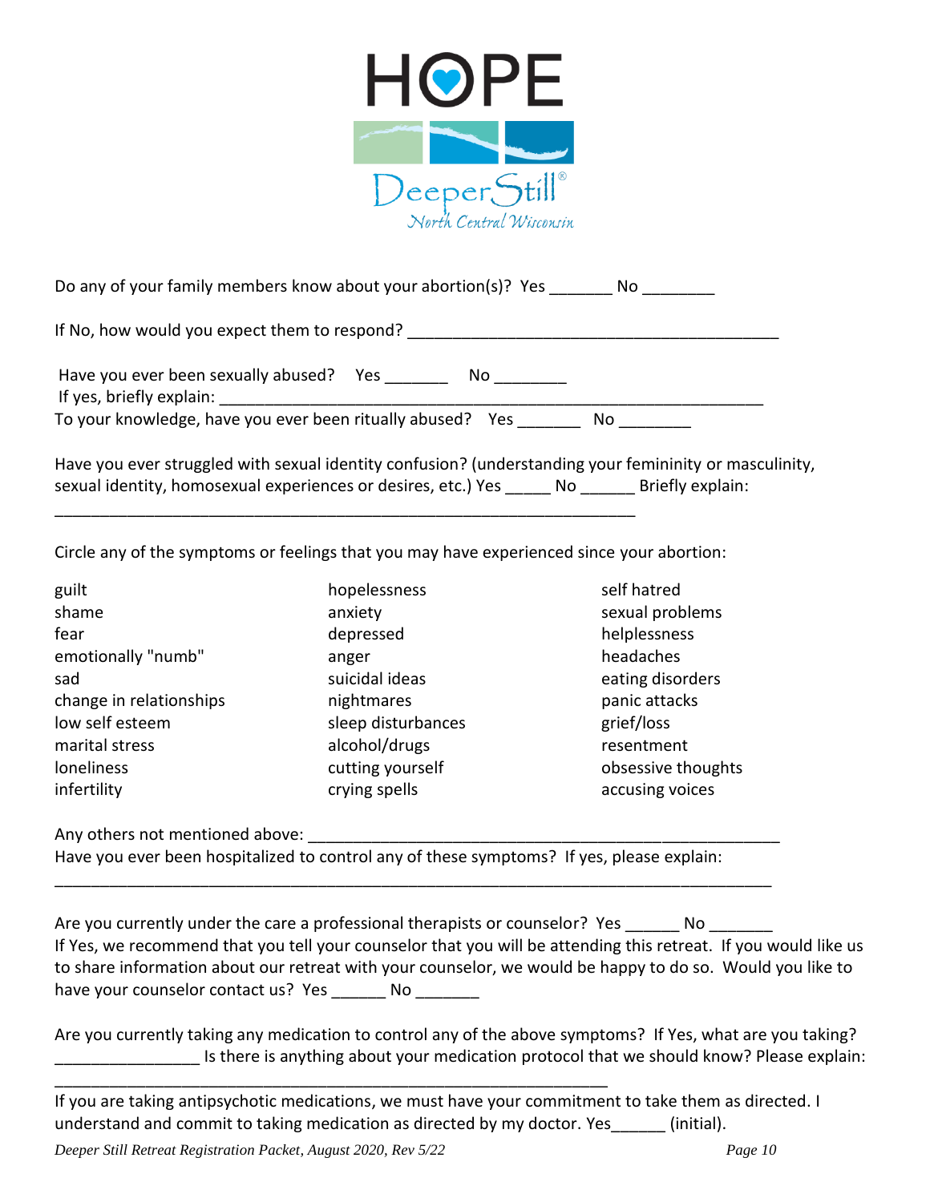Do any of your family members know about your abortion(s)? Yes _______ No ________

If No, how would you expect them to respond? ___________________________________________

Have you ever been sexually abused? Yes _______ No ________
If yes, briefly explain: _______________________________________________________________
To your knowledge, have you ever been ritually abused? Yes _______ No ________

Have you ever struggled with sexual identity confusion? (understanding your femininity or masculinity, sexual identity, homosexual experiences or desires, etc.) Yes _____ No ______ Briefly explain: _________________________________________________________________

Circle any of the symptoms or feelings that you may have experienced since your abortion:

| | | |
|---|---|---|
| guilt | hopelessness | self hatred |
| shame | anxiety | sexual problems |
| fear | depressed | helplessness |
| emotionally "numb" | anger | headaches |
| sad | suicidal ideas | eating disorders |
| change in relationships | nightmares | panic attacks |
| low self esteem | sleep disturbances | grief/loss |
| marital stress | alcohol/drugs | resentment |
| loneliness | cutting yourself | obsessive thoughts |
| infertility | crying spells | accusing voices |

Any others not mentioned above: ______________________________________________________
Have you ever been hospitalized to control any of these symptoms? If yes, please explain:
________________________________________________________________________________

Are you currently under the care a professional therapists or counselor? Yes ______ No _______
If Yes, we recommend that you tell your counselor that you will be attending this retreat. If you would like us to share information about our retreat with your counselor, we would be happy to do so. Would you like to have your counselor contact us? Yes ______ No _______

Are you currently taking any medication to control any of the above symptoms? If Yes, what are you taking? ________________ Is there is anything about your medication protocol that we should know? Please explain: _________________________________________________________________

If you are taking antipsychotic medications, we must have your commitment to take them as directed. I understand and commit to taking medication as directed by my doctor. Yes______ (initial).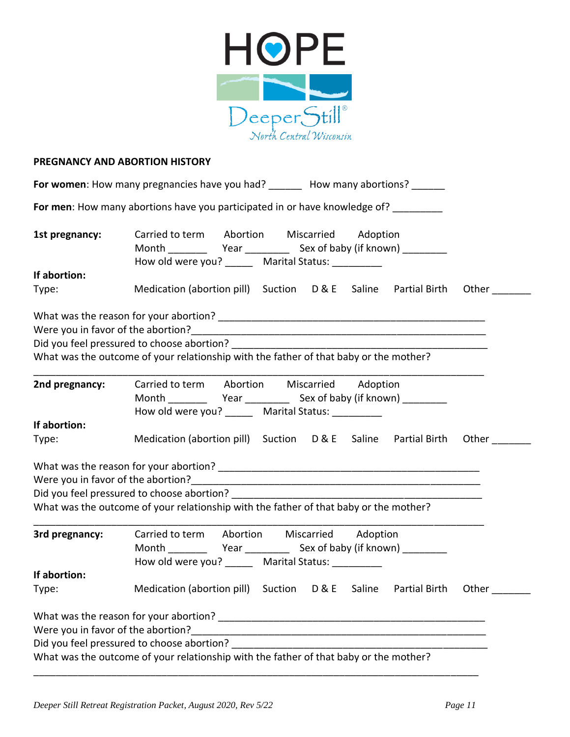HOPE

DeeperStill®

North Central Wisconsin

**PREGNANCY AND ABORTION HISTORY**

**For women**: How many pregnancies have you had? ______ How many abortions? ______

**For men**: How many abortions have you participated in or have knowledge of? _________

**1st pregnancy:** Carried to term Abortion Miscarried Adoption

Month _______ Year ________ Sex of baby (if known) ________

How old were you? _____ Marital Status: _________

**If abortion:**

Type: Medication (abortion pill) Suction D & E Saline Partial Birth Other _______

What was the reason for your abortion? _______________________________________________

Were you in favor of the abortion?___________________________________________________

Did you feel pressured to choose abortion? ____________________________________________

What was the outcome of your relationship with the father of that baby or the mother?

_________________________________________________________________________________

**2nd pregnancy:** Carried to term Abortion Miscarried Adoption

Month _______ Year ________ Sex of baby (if known) ________

How old were you? _____ Marital Status: _________

**If abortion:**

Type: Medication (abortion pill) Suction D & E Saline Partial Birth Other _______

What was the reason for your abortion? _______________________________________________

Were you in favor of the abortion?___________________________________________________

Did you feel pressured to choose abortion? ____________________________________________

What was the outcome of your relationship with the father of that baby or the mother?

_________________________________________________________________________________

**3rd pregnancy:** Carried to term Abortion Miscarried Adoption

Month _______ Year ________ Sex of baby (if known) ________

How old were you? _____ Marital Status: _________

**If abortion:**

Type: Medication (abortion pill) Suction D & E Saline Partial Birth Other _______

What was the reason for your abortion? _______________________________________________

Were you in favor of the abortion?___________________________________________________

Did you feel pressured to choose abortion? ____________________________________________

What was the outcome of your relationship with the father of that baby or the mother?

_________________________________________________________________________________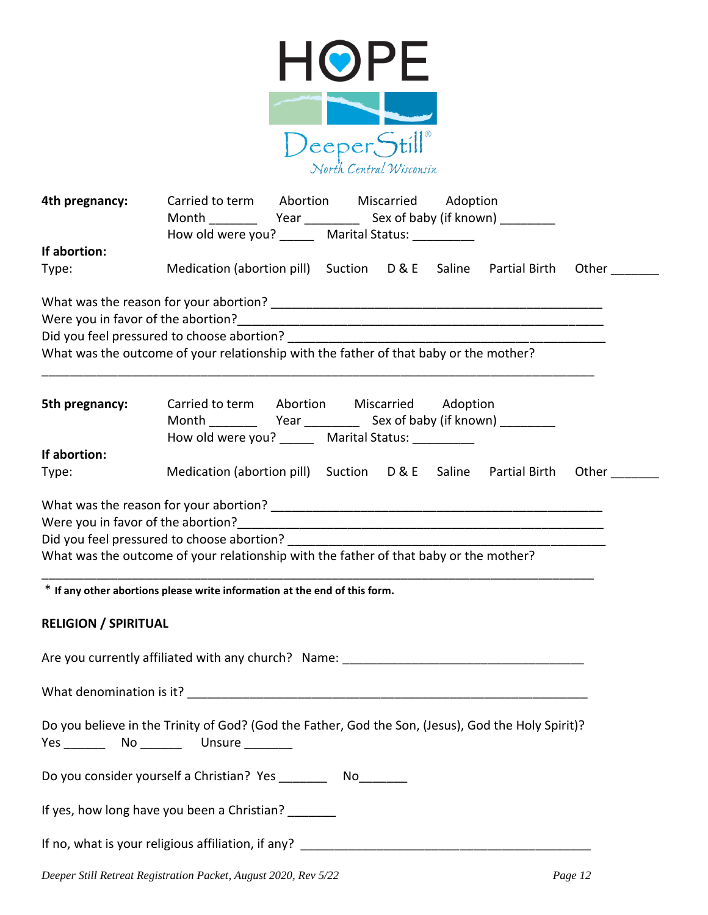HOPE

Deeper Still

North Central Wisconsin

**4th pregnancy:** Carried to term Abortion Miscarried Adoption

Month _______ Year ________ Sex of baby (if known) ________

How old were you? _____ Marital Status: _________

**If abortion:**

Type: Medication (abortion pill) Suction D & E Saline Partial Birth Other _______

What was the reason for your abortion? ______________________________________________

Were you in favor of the abortion?__________________________________________________

Did you feel pressured to choose abortion? ___________________________________________

What was the outcome of your relationship with the father of that baby or the mother?

__________________________________________________________________________

**5th pregnancy:** Carried to term Abortion Miscarried Adoption

Month _______ Year ________ Sex of baby (if known) ________

How old were you? _____ Marital Status: _________

**If abortion:**

Type: Medication (abortion pill) Suction D & E Saline Partial Birth Other _______

What was the reason for your abortion? ______________________________________________

Were you in favor of the abortion?__________________________________________________

Did you feel pressured to choose abortion? ___________________________________________

What was the outcome of your relationship with the father of that baby or the mother?

__________________________________________________________________________

\* **If any other abortions please write information at the end of this form.**

## RELIGION / SPIRITUAL

Are you currently affiliated with any church? Name: ___________________________________

What denomination is it? ____________________________________________________________

Do you believe in the Trinity of God? (God the Father, God the Son, (Jesus), God the Holy Spirit)?
Yes ______ No ______ Unsure _______

Do you consider yourself a Christian? Yes _______ No_______

If yes, how long have you been a Christian? _______

If no, what is your religious affiliation, if any? __________________________________________

*Deeper Still Retreat Registration Packet, August 2020, Rev 5/22*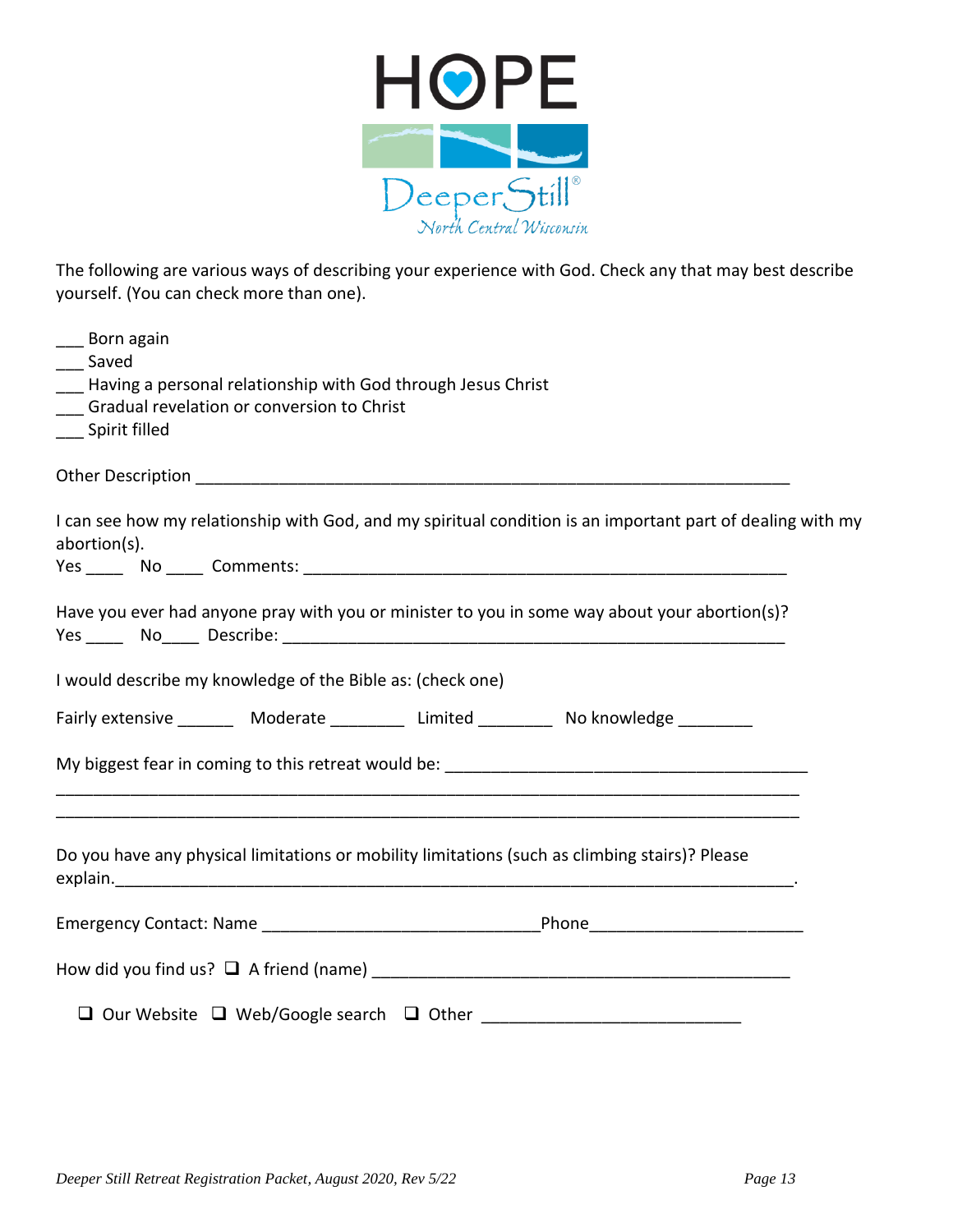The following are various ways of describing your experience with God. Check any that may best describe yourself. (You can check more than one).

___ Born again
___ Saved
___ Having a personal relationship with God through Jesus Christ
___ Gradual revelation or conversion to Christ
___ Spirit filled

Other Description ____________________________________________________________

I can see how my relationship with God, and my spiritual condition is an important part of dealing with my abortion(s).
Yes ____ No ____ Comments: _______________________________________________

Have you ever had anyone pray with you or minister to you in some way about your abortion(s)?
Yes ____ No____ Describe: ________________________________________________

I would describe my knowledge of the Bible as: (check one)

Fairly extensive ______ Moderate ________ Limited ________ No knowledge ________

My biggest fear in coming to this retreat would be: ___________________________________
____________________________________________________________________________
____________________________________________________________________________

Do you have any physical limitations or mobility limitations (such as climbing stairs)? Please explain.__________________________________________________________________.

Emergency Contact: Name ____________________________Phone______________________

How did you find us? ❑ A friend (name) __________________________________________

❑ Our Website ❑ Web/Google search ❑ Other ___________________________